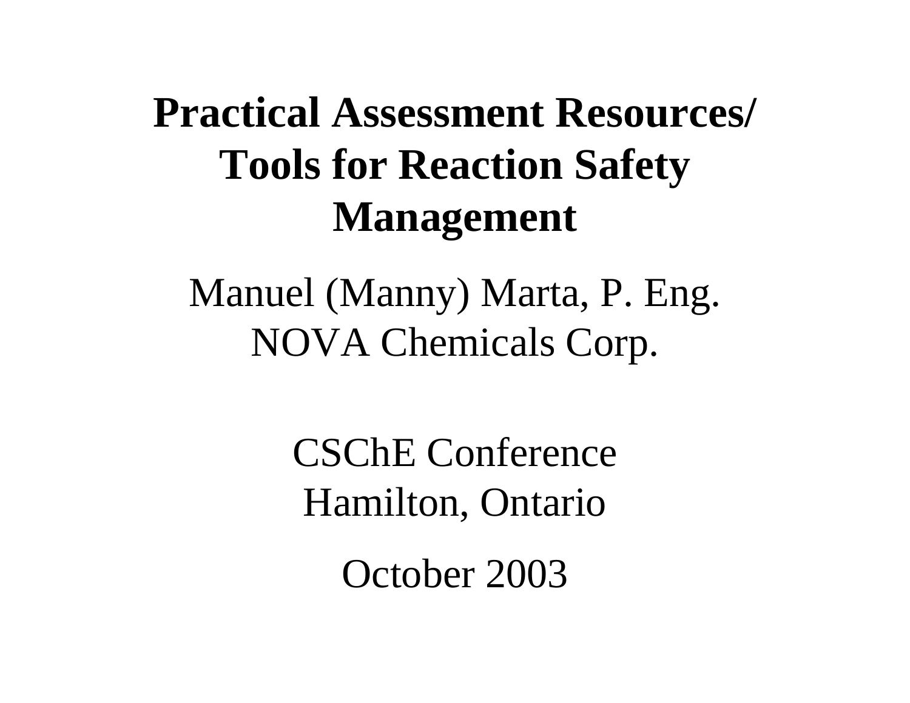# Practical Assessment Resources/ Tools for Reaction Safety Management

Manuel (Manny) Marta, P. Eng.
NOVA Chemicals Corp.

CSChE Conference
Hamilton, Ontario

October 2003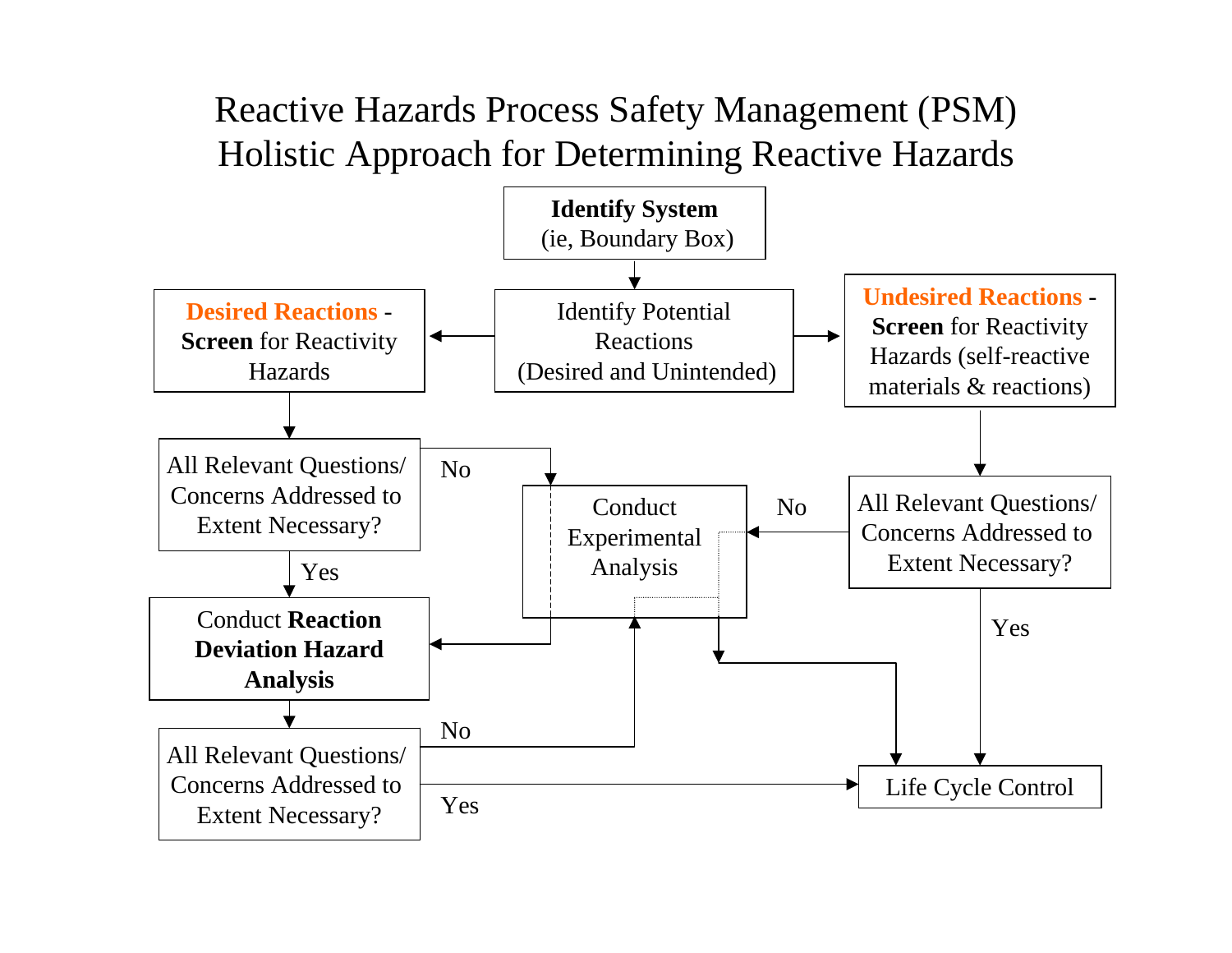# Reactive Hazards Process Safety Management (PSM)
# Holistic Approach for Determining Reactive Hazards

**Identify System**
(ie, Boundary Box)

Identify Potential Reactions (Desired and Unintended)

**Desired Reactions** - **Screen** for Reactivity Hazards

**Undesired Reactions** - **Screen** for Reactivity Hazards (self-reactive materials & reactions)

All Relevant Questions/ Concerns Addressed to Extent Necessary?

No

Yes

Conduct Experimental Analysis

Conduct **Reaction Deviation Hazard Analysis**

All Relevant Questions/ Concerns Addressed to Extent Necessary?

No

Yes

All Relevant Questions/ Concerns Addressed to Extent Necessary?

No

Yes

Life Cycle Control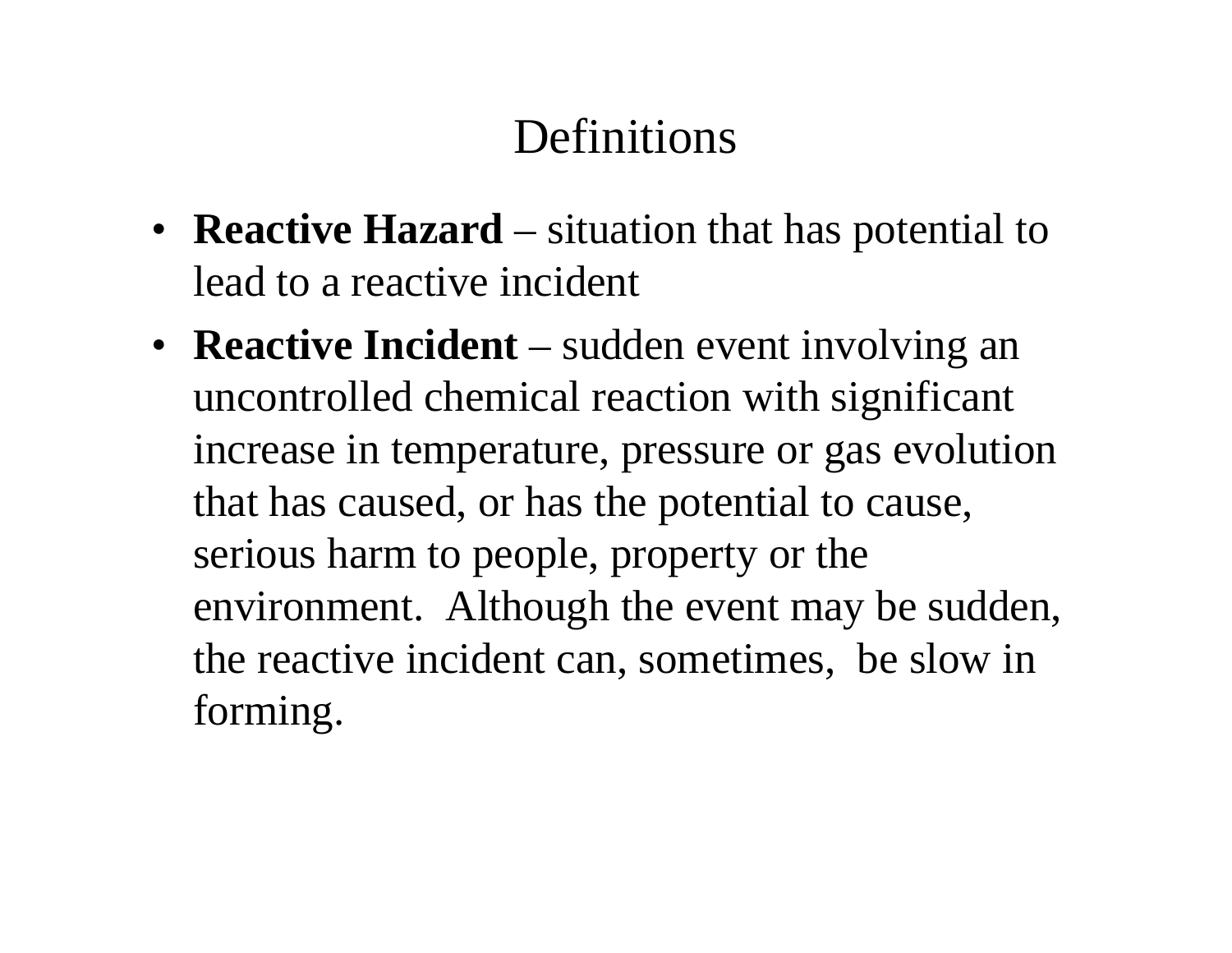# Definitions

- **Reactive Hazard** – situation that has potential to lead to a reactive incident
- **Reactive Incident** – sudden event involving an uncontrolled chemical reaction with significant increase in temperature, pressure or gas evolution that has caused, or has the potential to cause, serious harm to people, property or the environment. Although the event may be sudden, the reactive incident can, sometimes, be slow in forming.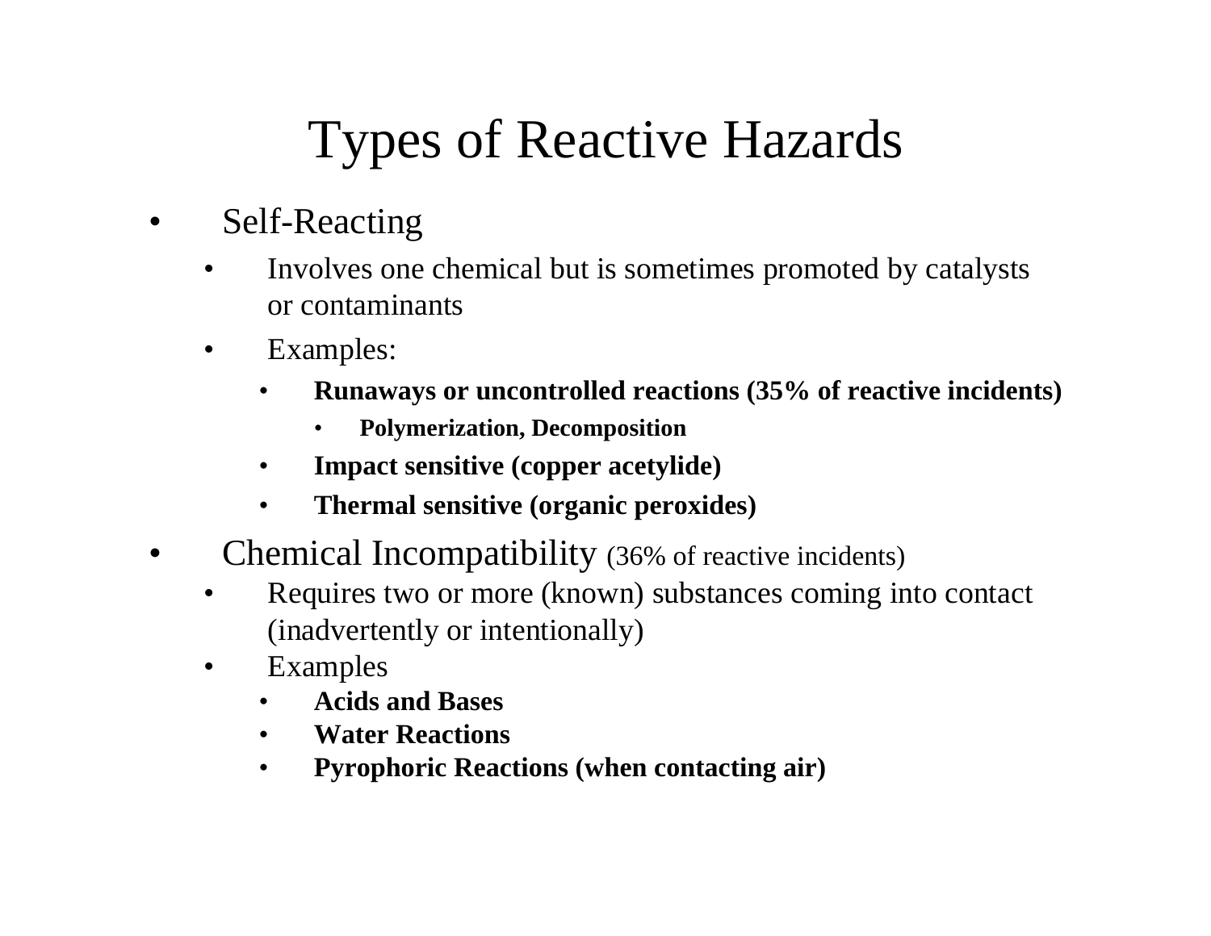# Types of Reactive Hazards

- Self-Reacting
  - Involves one chemical but is sometimes promoted by catalysts or contaminants
  - Examples:
    - **Runaways or uncontrolled reactions (35% of reactive incidents)**
      - **Polymerization, Decomposition**
    - **Impact sensitive (copper acetylide)**
    - **Thermal sensitive (organic peroxides)**
- Chemical Incompatibility (36% of reactive incidents)
  - Requires two or more (known) substances coming into contact (inadvertently or intentionally)
  - Examples
    - **Acids and Bases**
    - **Water Reactions**
    - **Pyrophoric Reactions (when contacting air)**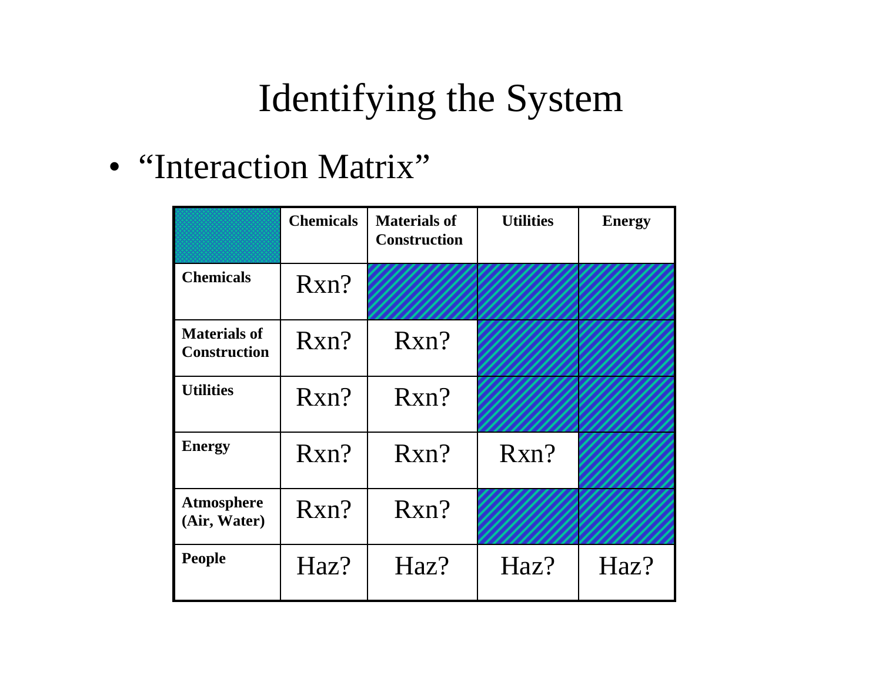# Identifying the System

- "Interaction Matrix"

| | **Chemicals** | **Materials of Construction** | **Utilities** | **Energy** |
|---|---|---|---|---|
| **Chemicals** | Rxn? | | | |
| **Materials of Construction** | Rxn? | Rxn? | | |
| **Utilities** | Rxn? | Rxn? | | |
| **Energy** | Rxn? | Rxn? | Rxn? | |
| **Atmosphere (Air, Water)** | Rxn? | Rxn? | | |
| **People** | Haz? | Haz? | Haz? | Haz? |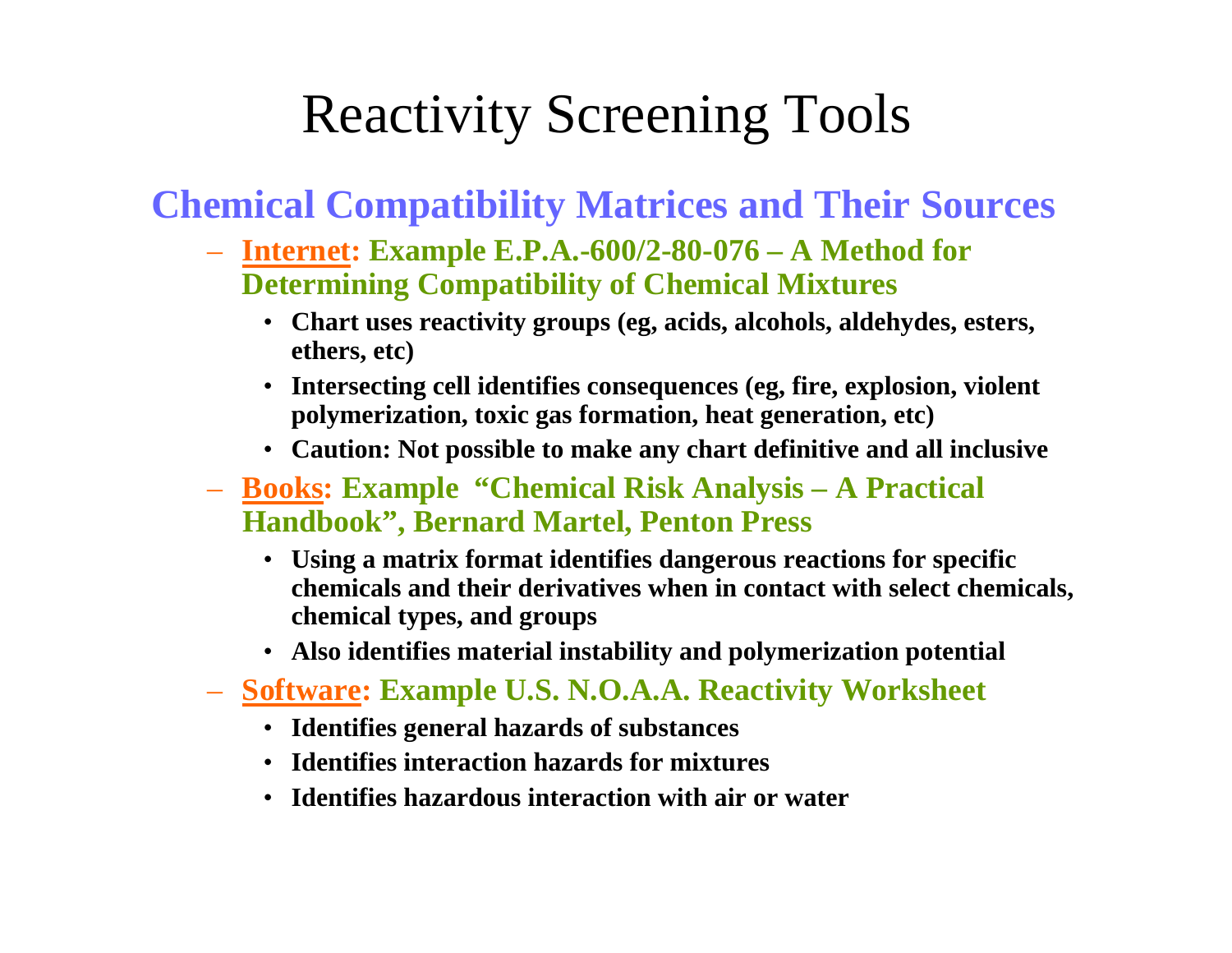# Reactivity Screening Tools

## Chemical Compatibility Matrices and Their Sources

- **Internet: Example E.P.A.-600/2-80-076 – A Method for Determining Compatibility of Chemical Mixtures**
  - **Chart uses reactivity groups (eg, acids, alcohols, aldehydes, esters, ethers, etc)**
  - **Intersecting cell identifies consequences (eg, fire, explosion, violent polymerization, toxic gas formation, heat generation, etc)**
  - **Caution: Not possible to make any chart definitive and all inclusive**
- **Books: Example "Chemical Risk Analysis – A Practical Handbook", Bernard Martel, Penton Press**
  - **Using a matrix format identifies dangerous reactions for specific chemicals and their derivatives when in contact with select chemicals, chemical types, and groups**
  - **Also identifies material instability and polymerization potential**
- **Software: Example U.S. N.O.A.A. Reactivity Worksheet**
  - **Identifies general hazards of substances**
  - **Identifies interaction hazards for mixtures**
  - **Identifies hazardous interaction with air or water**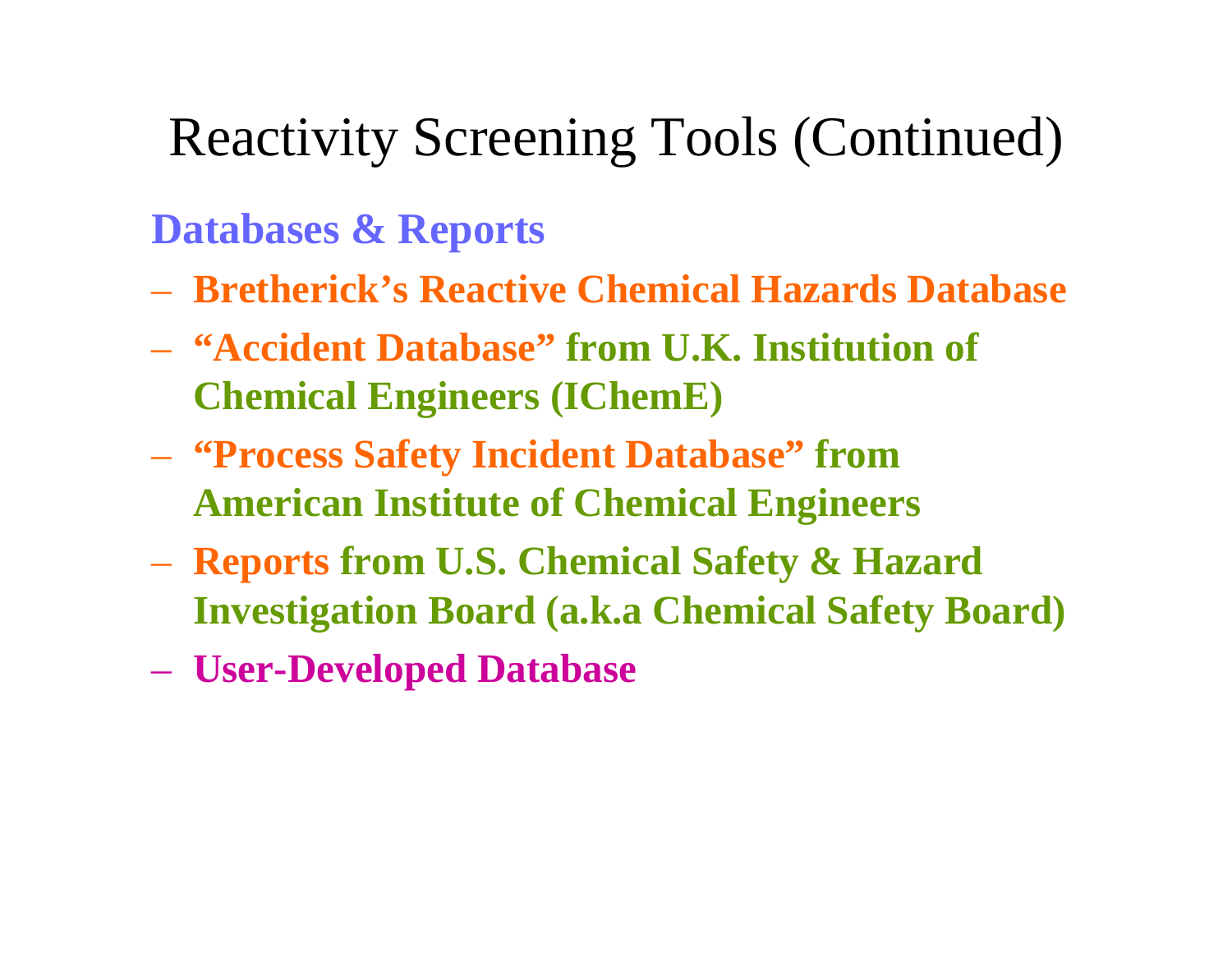# Reactivity Screening Tools (Continued)

**Databases & Reports**

- **Bretherick's Reactive Chemical Hazards Database**
- **"Accident Database" from U.K. Institution of Chemical Engineers (IChemE)**
- **"Process Safety Incident Database" from American Institute of Chemical Engineers**
- **Reports from U.S. Chemical Safety & Hazard Investigation Board (a.k.a Chemical Safety Board)**
- **User-Developed Database**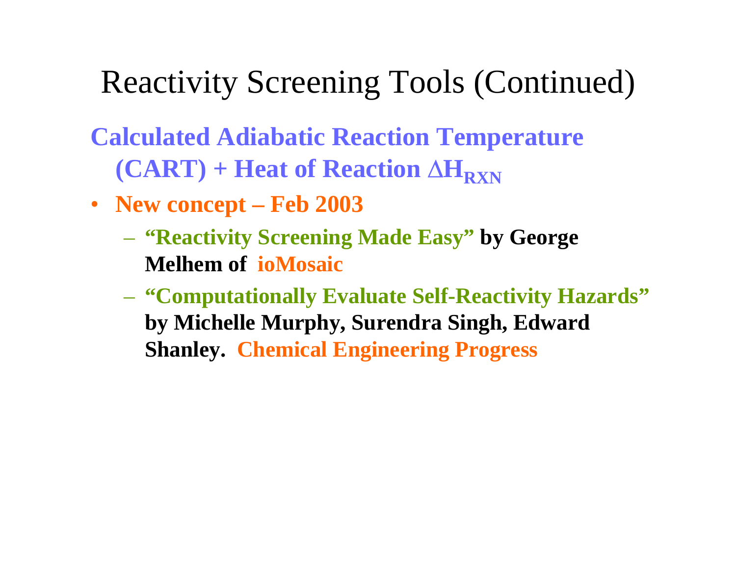# Reactivity Screening Tools (Continued)

**Calculated Adiabatic Reaction Temperature (CART) + Heat of Reaction $\Delta H_{RXN}$**

- **New concept – Feb 2003**
  - **"Reactivity Screening Made Easy" by George Melhem of ioMosaic**
  - **"Computationally Evaluate Self-Reactivity Hazards" by Michelle Murphy, Surendra Singh, Edward Shanley. Chemical Engineering Progress**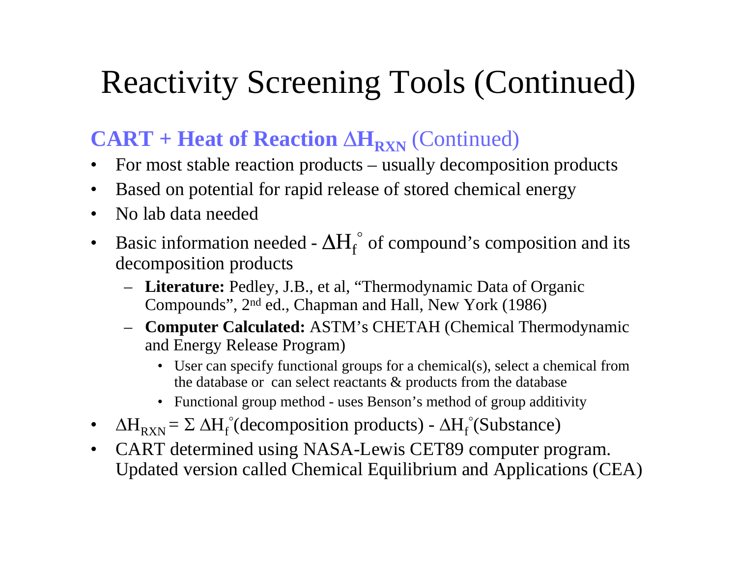# Reactivity Screening Tools (Continued)

## **CART + Heat of Reaction $\Delta H_{RXN}$** (Continued)

- For most stable reaction products – usually decomposition products
- Based on potential for rapid release of stored chemical energy
- No lab data needed
- Basic information needed - $\Delta H_f^\circ$ of compound's composition and its decomposition products
  - **Literature:** Pedley, J.B., et al, "Thermodynamic Data of Organic Compounds", 2nd ed., Chapman and Hall, New York (1986)
  - **Computer Calculated:** ASTM's CHETAH (Chemical Thermodynamic and Energy Release Program)
    - User can specify functional groups for a chemical(s), select a chemical from the database or can select reactants & products from the database
    - Functional group method - uses Benson's method of group additivity
- $\Delta H_{RXN} = \Sigma\, \Delta H_f^\circ(\text{decomposition products}) - \Delta H_f^\circ(\text{Substance})$
- CART determined using NASA-Lewis CET89 computer program. Updated version called Chemical Equilibrium and Applications (CEA)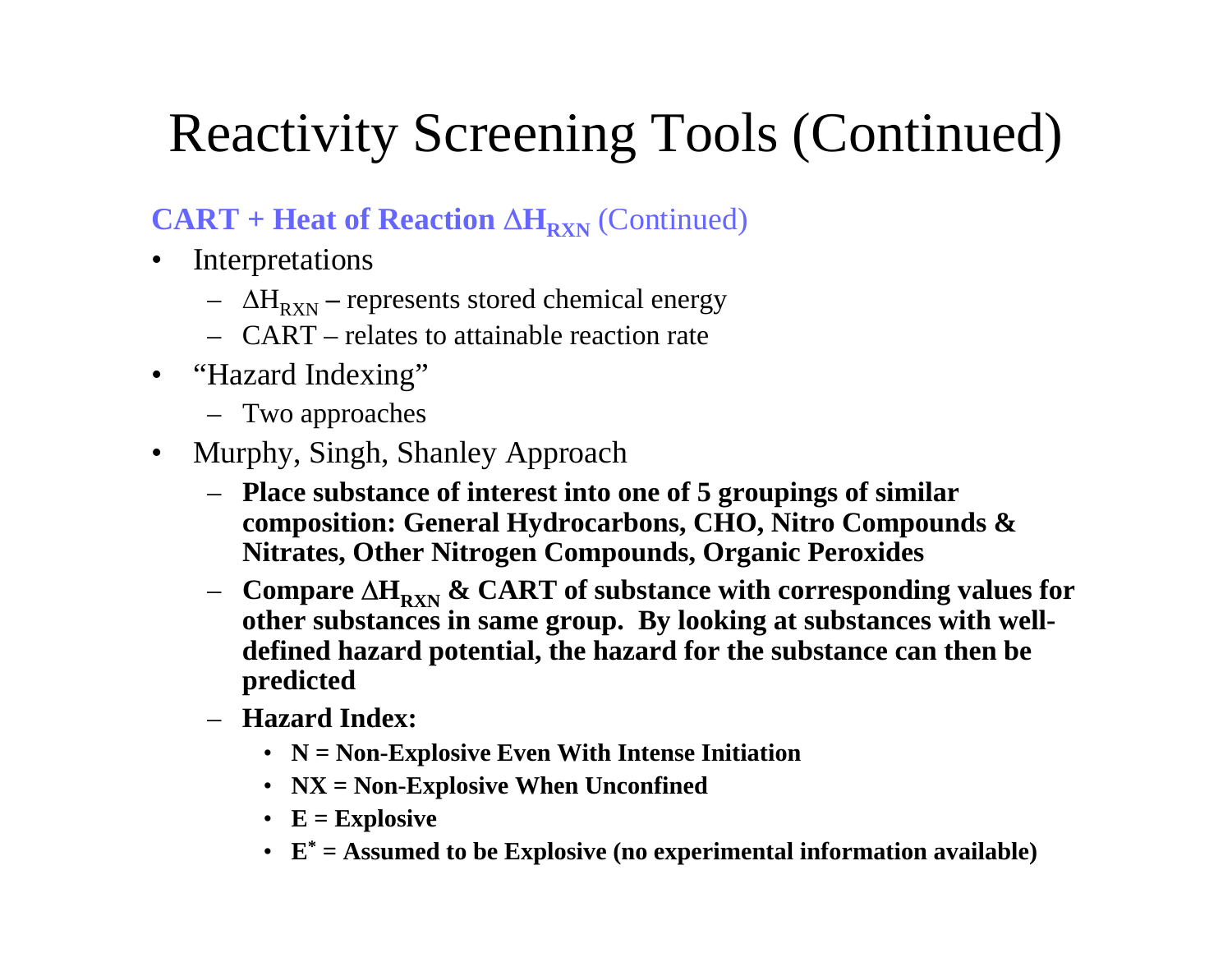# Reactivity Screening Tools (Continued)

**CART + Heat of Reaction $\Delta H_{RXN}$** (Continued)

- Interpretations
  - $\Delta H_{RXN}$ – represents stored chemical energy
  - CART – relates to attainable reaction rate
- "Hazard Indexing"
  - Two approaches
- Murphy, Singh, Shanley Approach
  - **Place substance of interest into one of 5 groupings of similar composition: General Hydrocarbons, CHO, Nitro Compounds & Nitrates, Other Nitrogen Compounds, Organic Peroxides**
  - **Compare $\Delta H_{RXN}$ & CART of substance with corresponding values for other substances in same group. By looking at substances with well-defined hazard potential, the hazard for the substance can then be predicted**
  - **Hazard Index:**
    - **N = Non-Explosive Even With Intense Initiation**
    - **NX = Non-Explosive When Unconfined**
    - **E = Explosive**
    - **$E^*$ = Assumed to be Explosive (no experimental information available)**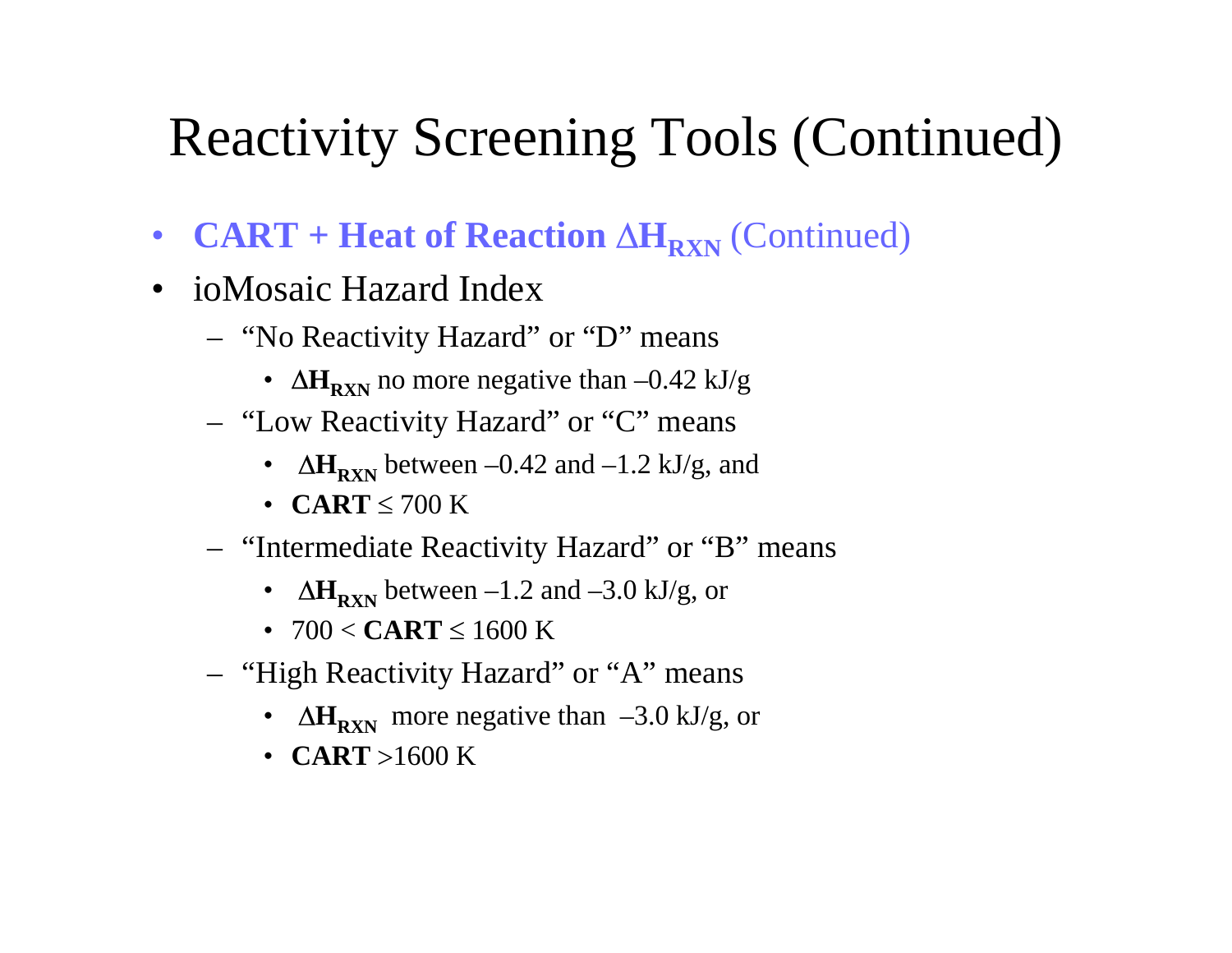# Reactivity Screening Tools (Continued)

- **CART + Heat of Reaction $\Delta H_{RXN}$** (Continued)
- ioMosaic Hazard Index
  - "No Reactivity Hazard" or "D" means
    - $\Delta H_{RXN}$ no more negative than –0.42 kJ/g
  - "Low Reactivity Hazard" or "C" means
    - $\Delta H_{RXN}$ between –0.42 and –1.2 kJ/g, and
    - **CART** $\leq$ 700 K
  - "Intermediate Reactivity Hazard" or "B" means
    - $\Delta H_{RXN}$ between –1.2 and –3.0 kJ/g, or
    - 700 < **CART** $\leq$ 1600 K
  - "High Reactivity Hazard" or "A" means
    - $\Delta H_{RXN}$ more negative than –3.0 kJ/g, or
    - **CART** >1600 K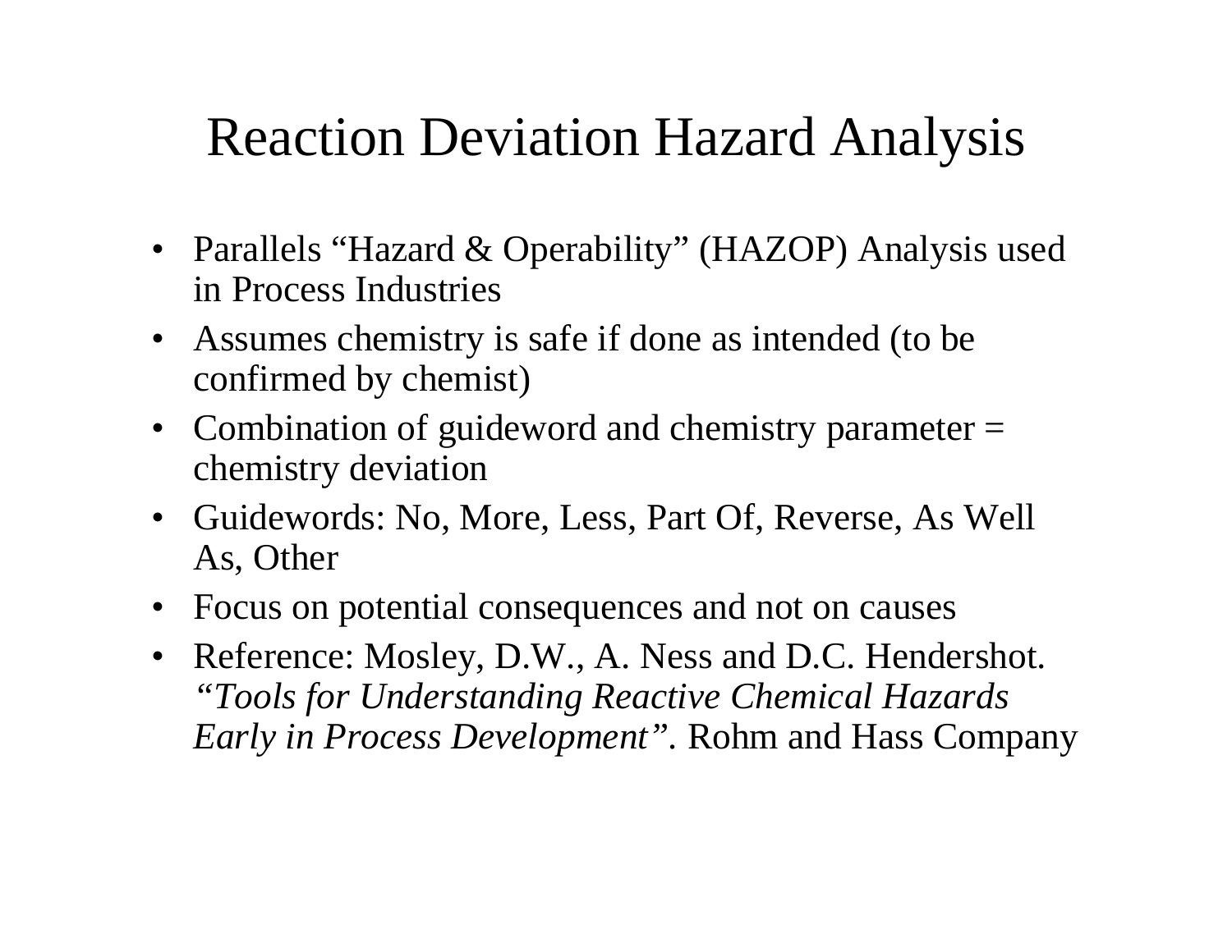# Reaction Deviation Hazard Analysis

- Parallels "Hazard & Operability" (HAZOP) Analysis used in Process Industries
- Assumes chemistry is safe if done as intended (to be confirmed by chemist)
- Combination of guideword and chemistry parameter = chemistry deviation
- Guidewords: No, More, Less, Part Of, Reverse, As Well As, Other
- Focus on potential consequences and not on causes
- Reference: Mosley, D.W., A. Ness and D.C. Hendershot. *"Tools for Understanding Reactive Chemical Hazards Early in Process Development"*. Rohm and Hass Company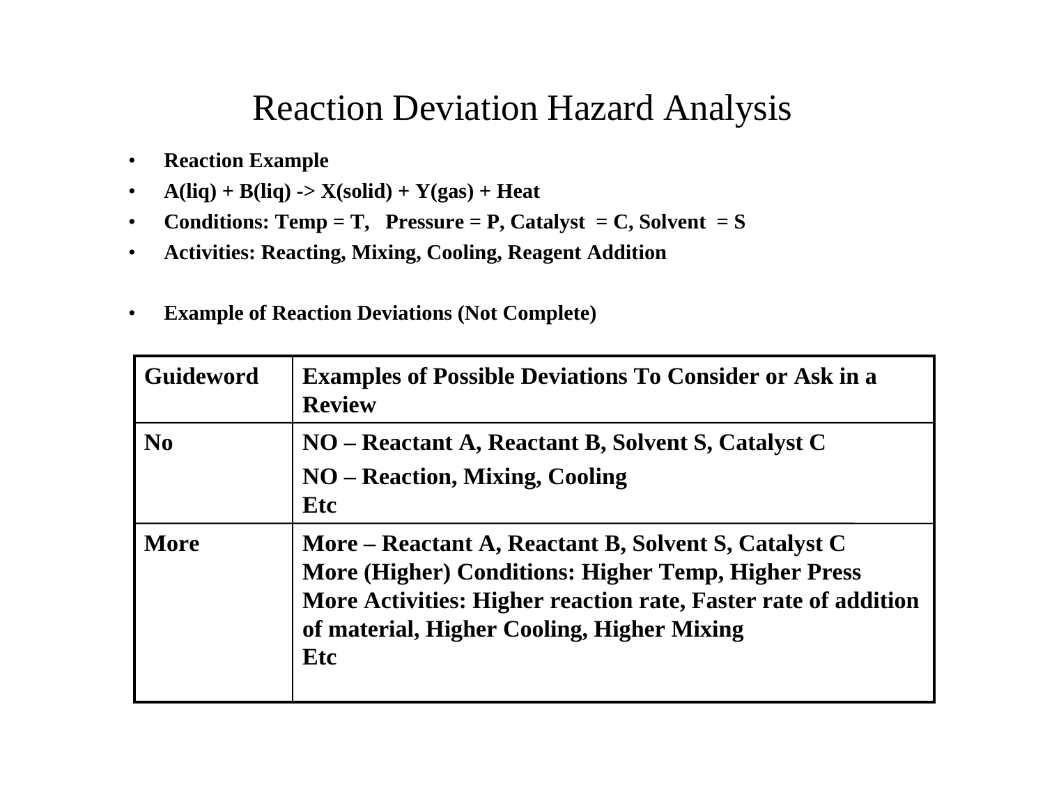# Reaction Deviation Hazard Analysis

- **Reaction Example**
- **A(liq) + B(liq) -> X(solid) + Y(gas) + Heat**
- **Conditions: Temp = T, Pressure = P, Catalyst = C, Solvent = S**
- **Activities: Reacting, Mixing, Cooling, Reagent Addition**

- **Example of Reaction Deviations (Not Complete)**

| Guideword | Examples of Possible Deviations To Consider or Ask in a Review |
|---|---|
| **No** | **NO – Reactant A, Reactant B, Solvent S, Catalyst C**<br>**NO – Reaction, Mixing, Cooling**<br>**Etc** |
| **More** | **More – Reactant A, Reactant B, Solvent S, Catalyst C**<br>**More (Higher) Conditions: Higher Temp, Higher Press**<br>**More Activities: Higher reaction rate, Faster rate of addition of material, Higher Cooling, Higher Mixing**<br>**Etc** |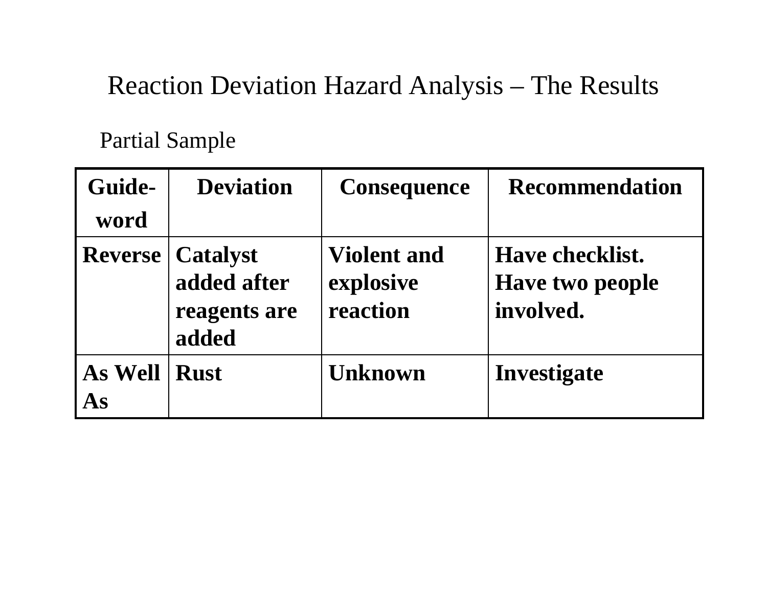# Reaction Deviation Hazard Analysis – The Results

Partial Sample

| Guide-word | Deviation | Consequence | Recommendation |
|---|---|---|---|
| **Reverse** | **Catalyst added after reagents are added** | **Violent and explosive reaction** | **Have checklist. Have two people involved.** |
| **As Well As** | **Rust** | **Unknown** | **Investigate** |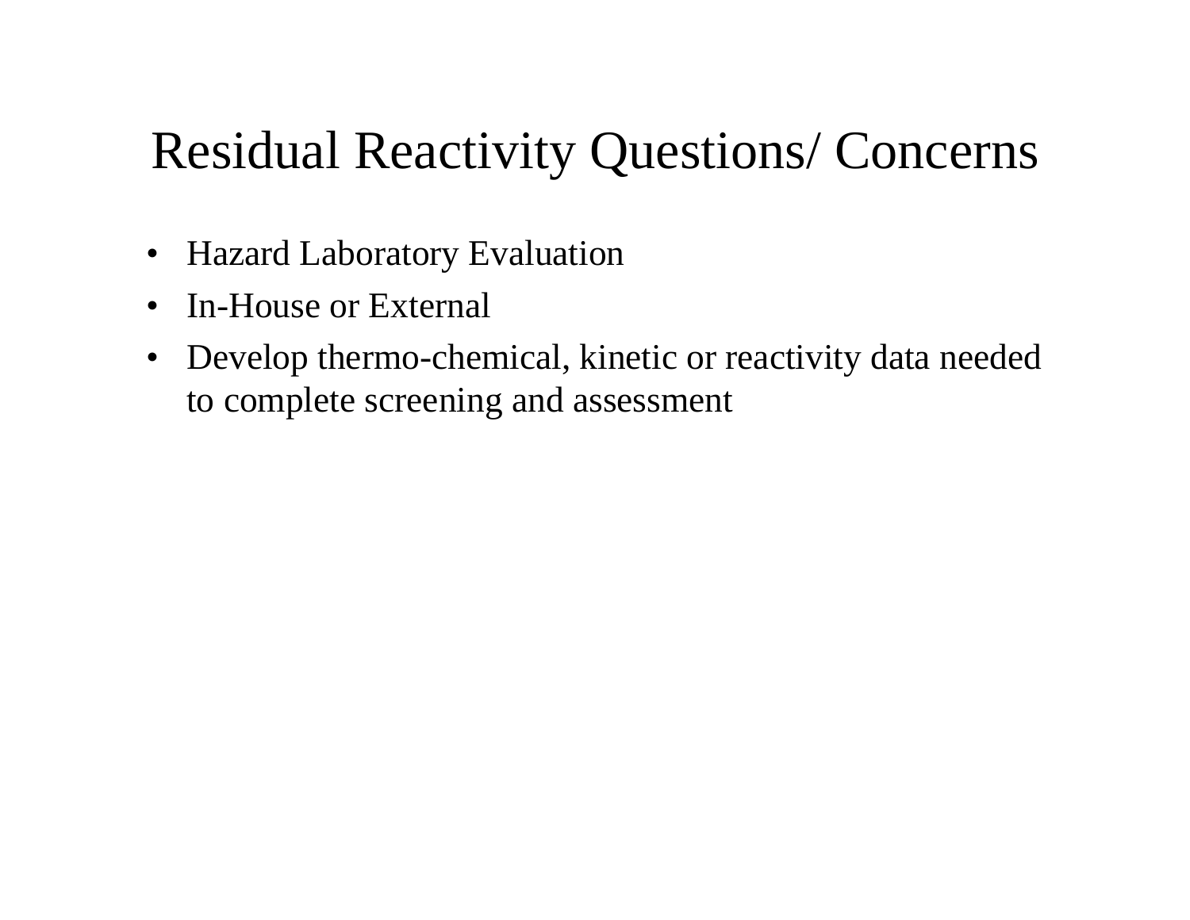# Residual Reactivity Questions/ Concerns

- Hazard Laboratory Evaluation
- In-House or External
- Develop thermo-chemical, kinetic or reactivity data needed to complete screening and assessment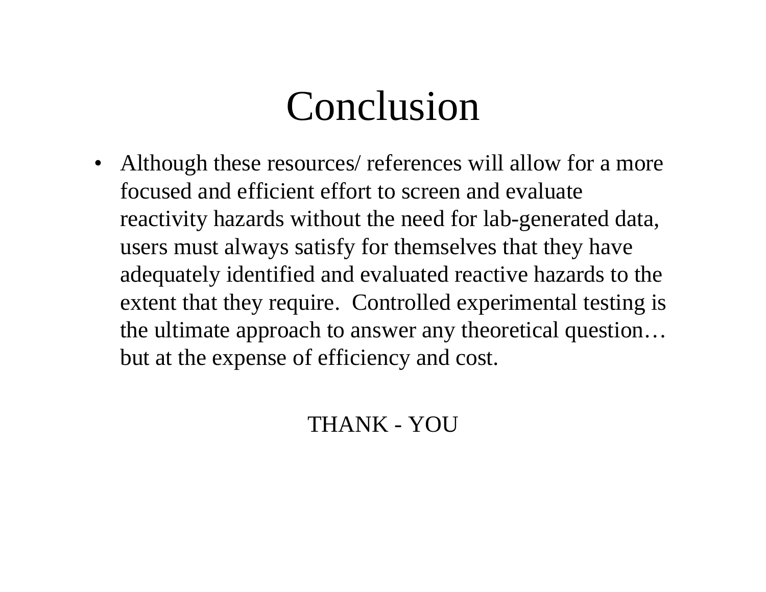# Conclusion

- Although these resources/ references will allow for a more focused and efficient effort to screen and evaluate reactivity hazards without the need for lab-generated data, users must always satisfy for themselves that they have adequately identified and evaluated reactive hazards to the extent that they require. Controlled experimental testing is the ultimate approach to answer any theoretical question… but at the expense of efficiency and cost.

THANK - YOU